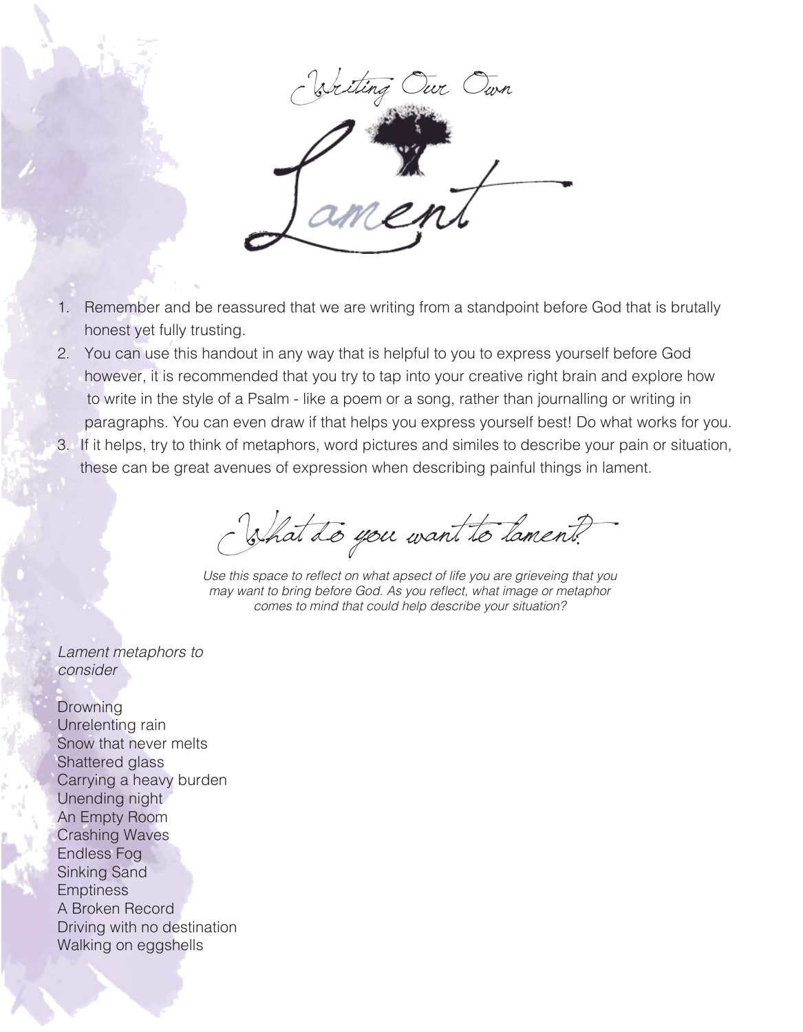# Writing Our Own Lament

1. Remember and be reassured that we are writing from a standpoint before God that is brutally honest yet fully trusting.
2. You can use this handout in any way that is helpful to you to express yourself before God however, it is recommended that you try to tap into your creative right brain and explore how to write in the style of a Psalm - like a poem or a song, rather than journalling or writing in paragraphs. You can even draw if that helps you express yourself best! Do what works for you.
3. If it helps, try to think of metaphors, word pictures and similes to describe your pain or situation, these can be great avenues of expression when describing painful things in lament.

## What do you want to lament?

*Use this space to reflect on what apsect of life you are grieveing that you may want to bring before God. As you reflect, what image or metaphor comes to mind that could help describe your situation?*

*Lament metaphors to consider*

Drowning
Unrelenting rain
Snow that never melts
Shattered glass
Carrying a heavy burden
Unending night
An Empty Room
Crashing Waves
Endless Fog
Sinking Sand
Emptiness
A Broken Record
Driving with no destination
Walking on eggshells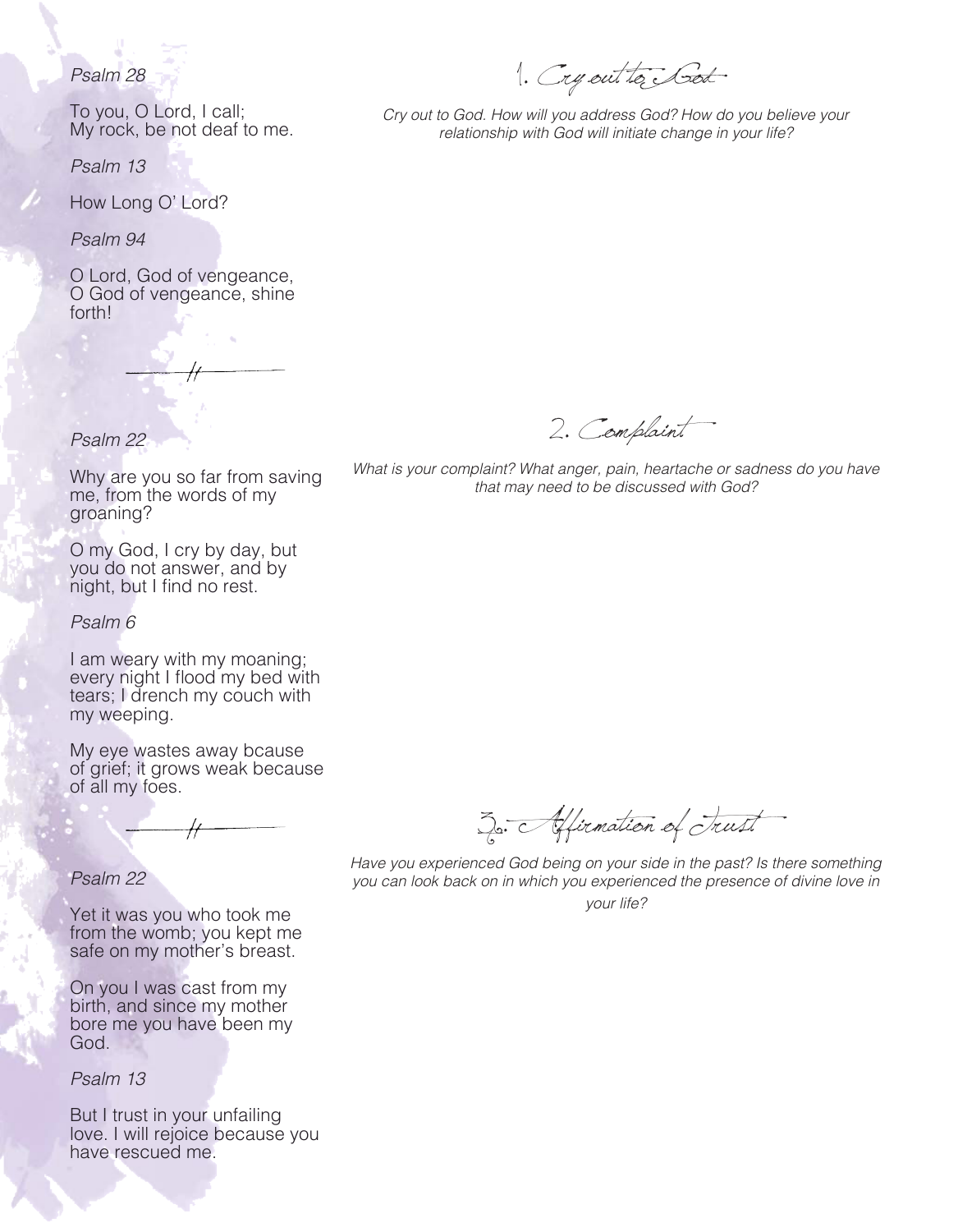*Psalm 28*

To you, O Lord, I call;
My rock, be not deaf to me.

*Psalm 13*

How Long O' Lord?

*Psalm 94*

O Lord, God of vengeance,
O God of vengeance, shine forth!

## 1. Cry out to God

*Cry out to God. How will you address God? How do you believe your relationship with God will initiate change in your life?*

---

*Psalm 22*

Why are you so far from saving me, from the words of my groaning?

O my God, I cry by day, but you do not answer, and by night, but I find no rest.

*Psalm 6*

I am weary with my moaning; every night I flood my bed with tears; I drench my couch with my weeping.

My eye wastes away bcause of grief; it grows weak because of all my foes.

## 2. Complaint

*What is your complaint? What anger, pain, heartache or sadness do you have that may need to be discussed with God?*

---

*Psalm 22*

Yet it was you who took me from the womb; you kept me safe on my mother's breast.

On you I was cast from my birth, and since my mother bore me you have been my God.

*Psalm 13*

But I trust in your unfailing love. I will rejoice because you have rescued me.

## 3. Affirmation of Trust

*Have you experienced God being on your side in the past? Is there something you can look back on in which you experienced the presence of divine love in your life?*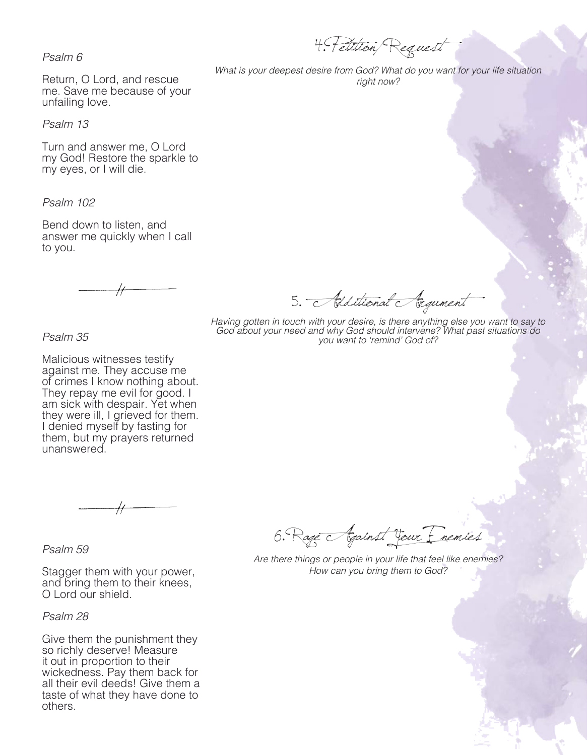## 4. Petition/Request

*What is your deepest desire from God? What do you want for your life situation right now?*

*Psalm 6*

Return, O Lord, and rescue me. Save me because of your unfailing love.

*Psalm 13*

Turn and answer me, O Lord my God! Restore the sparkle to my eyes, or I will die.

*Psalm 102*

Bend down to listen, and answer me quickly when I call to you.

## 5. Additional Argument

*Having gotten in touch with your desire, is there anything else you want to say to God about your need and why God should intervene? What past situations do you want to 'remind' God of?*

*Psalm 35*

Malicious witnesses testify against me. They accuse me of crimes I know nothing about. They repay me evil for good. I am sick with despair. Yet when they were ill, I grieved for them. I denied myself by fasting for them, but my prayers returned unanswered.

## 6. Rage Against Your Enemies

*Are there things or people in your life that feel like enemies? How can you bring them to God?*

*Psalm 59*

Stagger them with your power, and bring them to their knees, O Lord our shield.

*Psalm 28*

Give them the punishment they so richly deserve! Measure it out in proportion to their wickedness. Pay them back for all their evil deeds! Give them a taste of what they have done to others.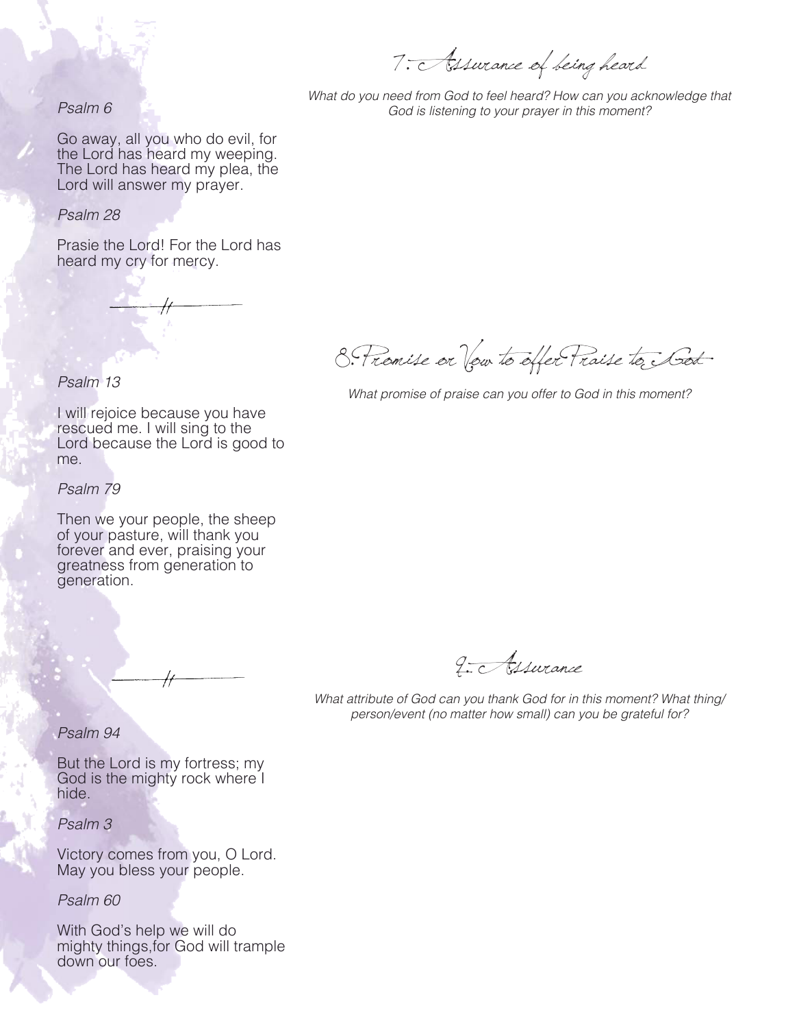## 7. Assurance of being heard

*What do you need from God to feel heard? How can you acknowledge that God is listening to your prayer in this moment?*

*Psalm 6*

Go away, all you who do evil, for the Lord has heard my weeping. The Lord has heard my plea, the Lord will answer my prayer.

*Psalm 28*

Prasie the Lord! For the Lord has heard my cry for mercy.

---

## 8. Promise or Vow to offer Praise to God

*What promise of praise can you offer to God in this moment?*

*Psalm 13*

I will rejoice because you have rescued me. I will sing to the Lord because the Lord is good to me.

*Psalm 79*

Then we your people, the sheep of your pasture, will thank you forever and ever, praising your greatness from generation to generation.

---

## 9. Assurance

*What attribute of God can you thank God for in this moment? What thing/ person/event (no matter how small) can you be grateful for?*

*Psalm 94*

But the Lord is my fortress; my God is the mighty rock where I hide.

*Psalm 3*

Victory comes from you, O Lord. May you bless your people.

*Psalm 60*

With God's help we will do mighty things,for God will trample down our foes.